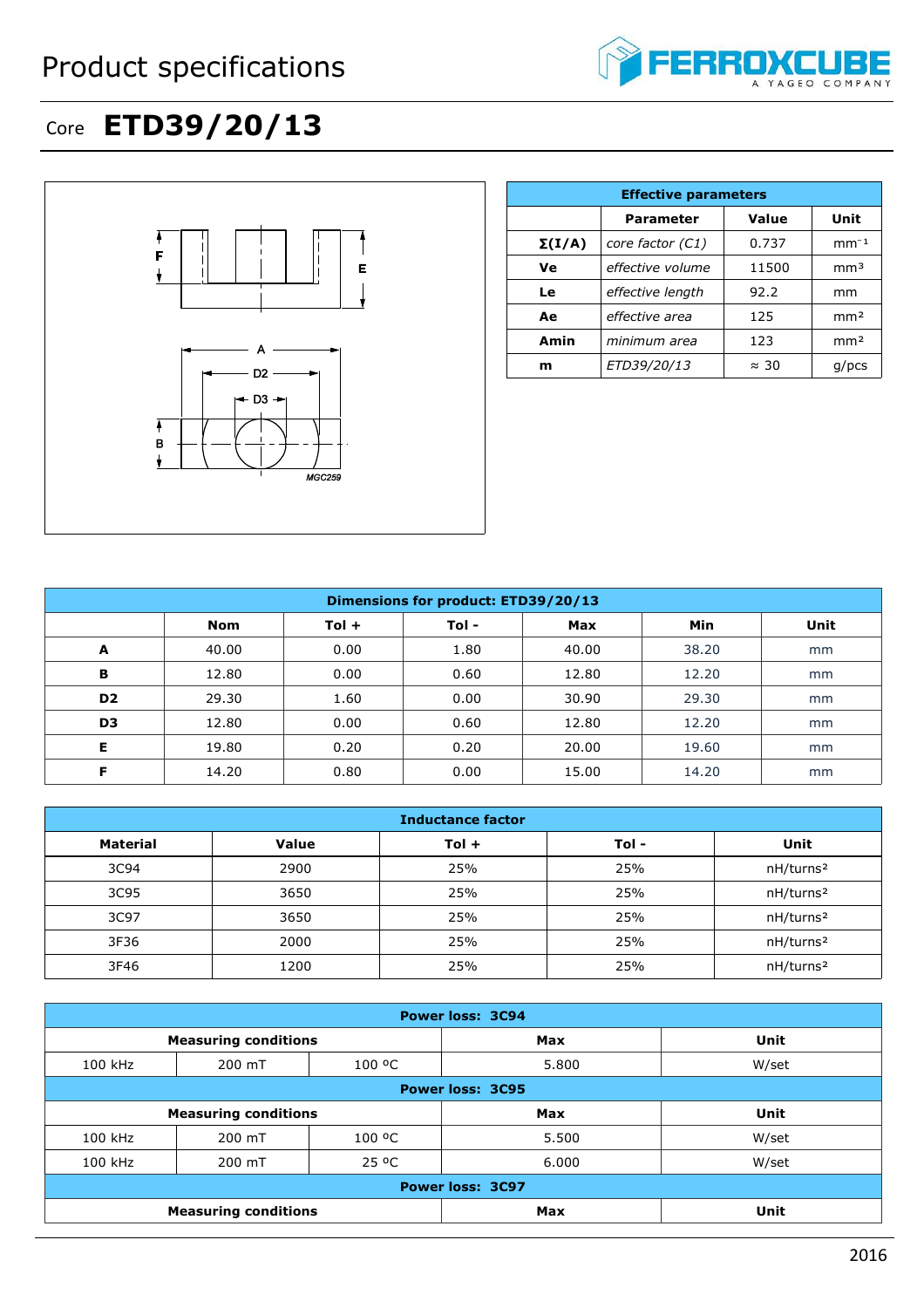# Product specifications

## Core **ETD39/20/13**

| Effective parameters | | | |
|---|---|---|---|
| | Parameter | Value | Unit |
| **Σ(I/A)** | *core factor (C1)* | 0.737 | $mm^{-1}$ |
| **Ve** | *effective volume* | 11500 | $mm^3$ |
| **Le** | *effective length* | 92.2 | mm |
| **Ae** | *effective area* | 125 | $mm^2$ |
| **Amin** | *minimum area* | 123 | $mm^2$ |
| **m** | *ETD39/20/13* | ≈ 30 | g/pcs |

| Dimensions for product: ETD39/20/13 | | | | | | |
|---|---|---|---|---|---|---|
| | **Nom** | **Tol +** | **Tol -** | **Max** | **Min** | **Unit** |
| **A** | 40.00 | 0.00 | 1.80 | 40.00 | 38.20 | mm |
| **B** | 12.80 | 0.00 | 0.60 | 12.80 | 12.20 | mm |
| **D2** | 29.30 | 1.60 | 0.00 | 30.90 | 29.30 | mm |
| **D3** | 12.80 | 0.00 | 0.60 | 12.80 | 12.20 | mm |
| **E** | 19.80 | 0.20 | 0.20 | 20.00 | 19.60 | mm |
| **F** | 14.20 | 0.80 | 0.00 | 15.00 | 14.20 | mm |

| Inductance factor | | | | |
|---|---|---|---|---|
| **Material** | **Value** | **Tol +** | **Tol -** | **Unit** |
| 3C94 | 2900 | 25% | 25% | $nH/turns^2$ |
| 3C95 | 3650 | 25% | 25% | $nH/turns^2$ |
| 3C97 | 3650 | 25% | 25% | $nH/turns^2$ |
| 3F36 | 2000 | 25% | 25% | $nH/turns^2$ |
| 3F46 | 1200 | 25% | 25% | $nH/turns^2$ |

| Power loss: 3C94 | | | | |
|---|---|---|---|---|
| **Measuring conditions** | | | **Max** | **Unit** |
| 100 kHz | 200 mT | 100 ºC | 5.800 | W/set |

| Power loss: 3C95 | | | | |
|---|---|---|---|---|
| **Measuring conditions** | | | **Max** | **Unit** |
| 100 kHz | 200 mT | 100 ºC | 5.500 | W/set |
| 100 kHz | 200 mT | 25 ºC | 6.000 | W/set |

| Power loss: 3C97 | | | | |
|---|---|---|---|---|
| **Measuring conditions** | | | **Max** | **Unit** |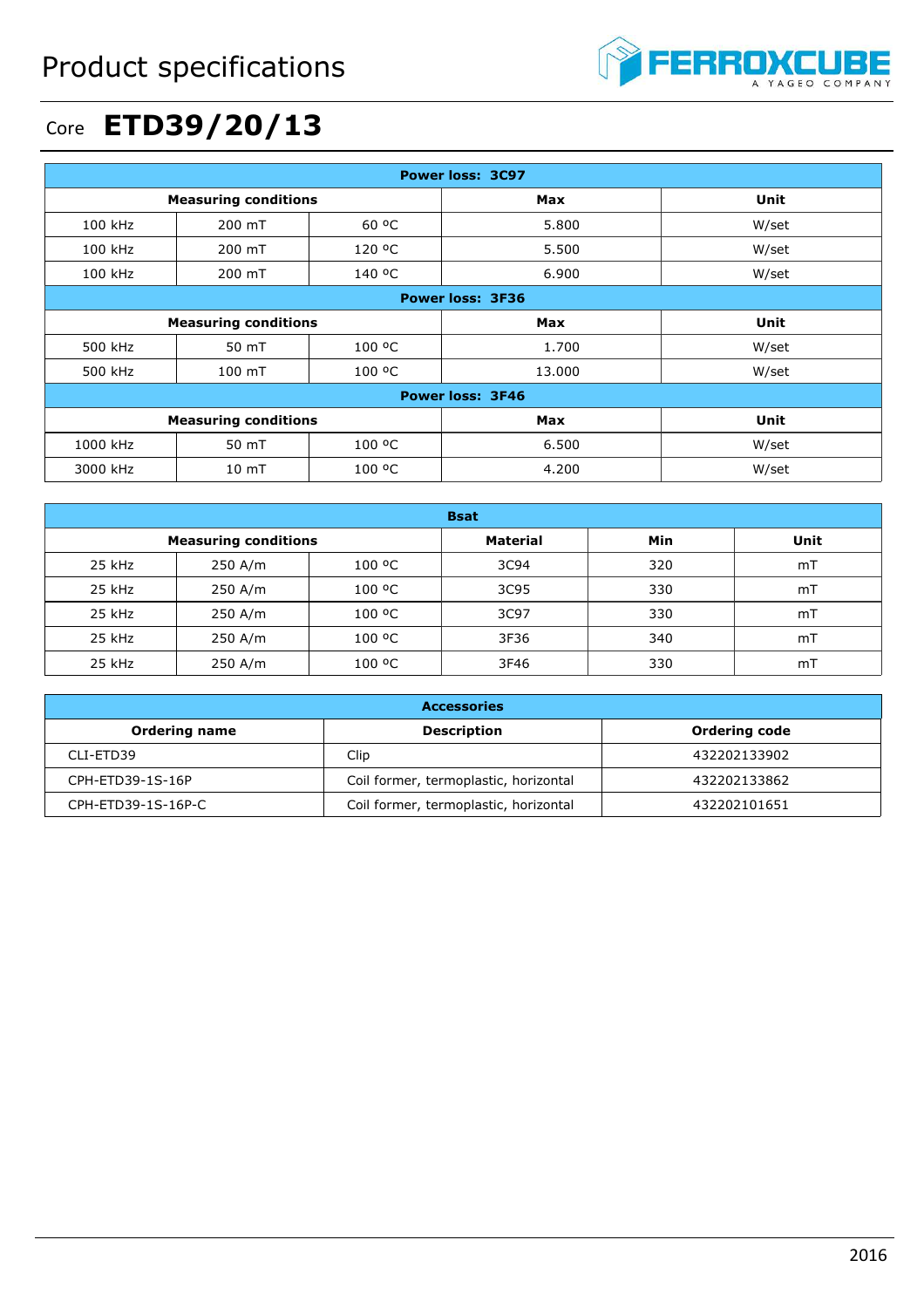# Product specifications

## Core **ETD39/20/13**

| Power loss: 3C97 | | | | |
|---|---|---|---|---|
| **Measuring conditions** | | | **Max** | **Unit** |
| 100 kHz | 200 mT | 60 ºC | 5.800 | W/set |
| 100 kHz | 200 mT | 120 ºC | 5.500 | W/set |
| 100 kHz | 200 mT | 140 ºC | 6.900 | W/set |
| **Power loss: 3F36** | | | | |
| **Measuring conditions** | | | **Max** | **Unit** |
| 500 kHz | 50 mT | 100 ºC | 1.700 | W/set |
| 500 kHz | 100 mT | 100 ºC | 13.000 | W/set |
| **Power loss: 3F46** | | | | |
| **Measuring conditions** | | | **Max** | **Unit** |
| 1000 kHz | 50 mT | 100 ºC | 6.500 | W/set |
| 3000 kHz | 10 mT | 100 ºC | 4.200 | W/set |

| Bsat | | | | | |
|---|---|---|---|---|---|
| **Measuring conditions** | | | **Material** | **Min** | **Unit** |
| 25 kHz | 250 A/m | 100 ºC | 3C94 | 320 | mT |
| 25 kHz | 250 A/m | 100 ºC | 3C95 | 330 | mT |
| 25 kHz | 250 A/m | 100 ºC | 3C97 | 330 | mT |
| 25 kHz | 250 A/m | 100 ºC | 3F36 | 340 | mT |
| 25 kHz | 250 A/m | 100 ºC | 3F46 | 330 | mT |

| Accessories | | |
|---|---|---|
| **Ordering name** | **Description** | **Ordering code** |
| CLI-ETD39 | Clip | 432202133902 |
| CPH-ETD39-1S-16P | Coil former, termoplastic, horizontal | 432202133862 |
| CPH-ETD39-1S-16P-C | Coil former, termoplastic, horizontal | 432202101651 |

2016